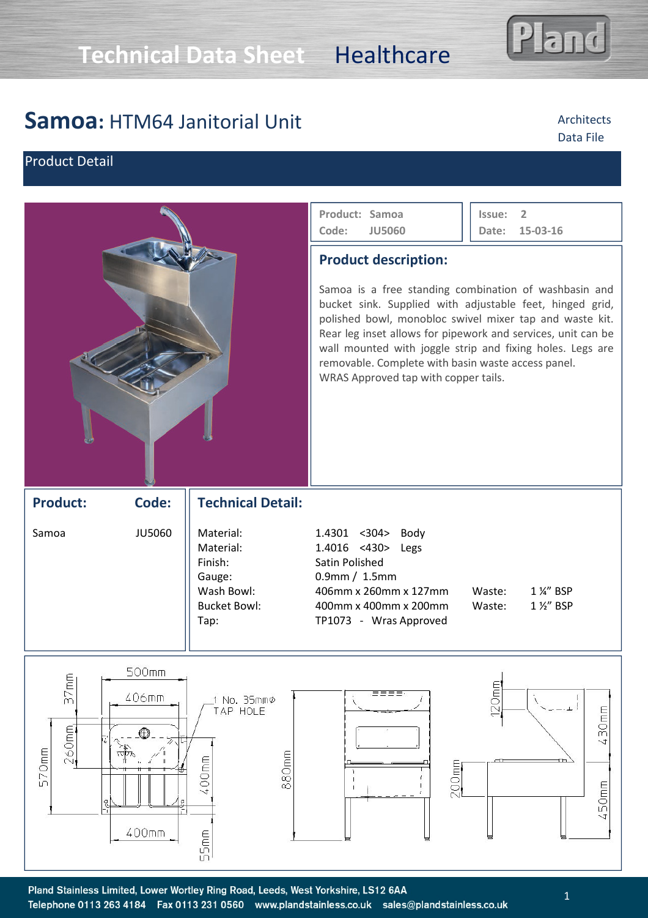# Technical Data Sheet Healthcare

## Samoa: HTM64 Janitorial Unit

Architects Data File

### Product Detail

| Product: Samoa | Issue: 2 |
|---|---|
| Code: JU5060 | Date: 15-03-16 |

### Product description:

Samoa is a free standing combination of washbasin and bucket sink. Supplied with adjustable feet, hinged grid, polished bowl, monobloc swivel mixer tap and waste kit. Rear leg inset allows for pipework and services, unit can be wall mounted with joggle strip and fixing holes. Legs are removable. Complete with basin waste access panel.
WRAS Approved tap with copper tails.

| Product: | Code: |
|---|---|
| Samoa | JU5060 |

### Technical Detail:

| | | | |
|---|---|---|---|
| Material: | 1.4301 <304> Body | | |
| Material: | 1.4016 <430> Legs | | |
| Finish: | Satin Polished | | |
| Gauge: | 0.9mm / 1.5mm | | |
| Wash Bowl: | 406mm x 260mm x 127mm | Waste: | 1 ¼" BSP |
| Bucket Bowl: | 400mm x 400mm x 200mm | Waste: | 1 ½" BSP |
| Tap: | TP1073 - Wras Approved | | |

500mm, 406mm, 37mm, 260mm, 570mm, 1 No. 35mmΦ TAP HOLE, 400mm, 400mm, 55mm, 880mm, 120mm, 430mm, 200mm, 450mm

Pland Stainless Limited, Lower Wortley Ring Road, Leeds, West Yorkshire, LS12 6AA
Telephone 0113 263 4184 Fax 0113 231 0560 www.plandstainless.co.uk sales@plandstainless.co.uk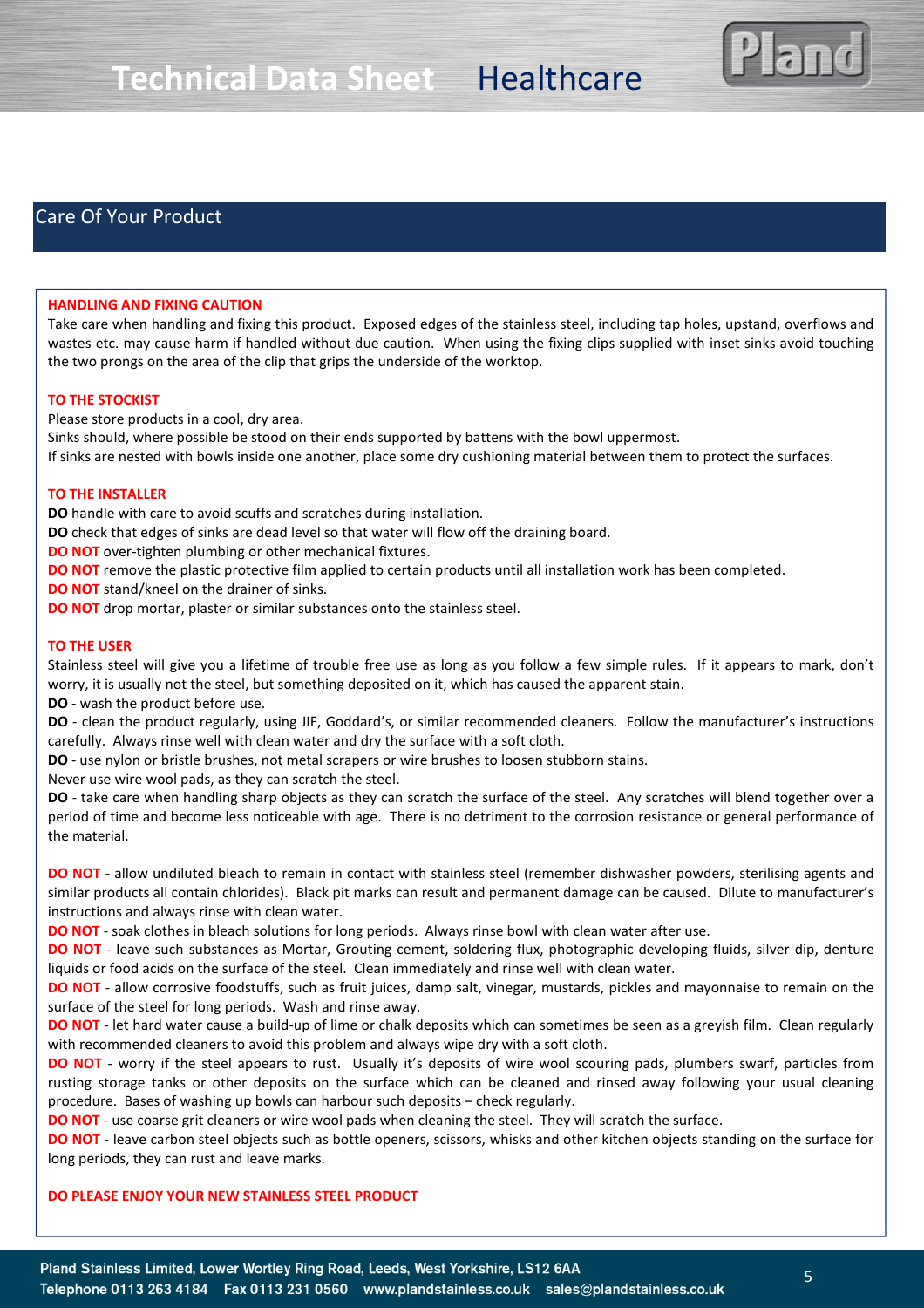# Technical Data Sheet Healthcare

## Care Of Your Product

**HANDLING AND FIXING CAUTION**

Take care when handling and fixing this product. Exposed edges of the stainless steel, including tap holes, upstand, overflows and wastes etc. may cause harm if handled without due caution. When using the fixing clips supplied with inset sinks avoid touching the two prongs on the area of the clip that grips the underside of the worktop.

**TO THE STOCKIST**

Please store products in a cool, dry area.
Sinks should, where possible be stood on their ends supported by battens with the bowl uppermost.
If sinks are nested with bowls inside one another, place some dry cushioning material between them to protect the surfaces.

**TO THE INSTALLER**

**DO** handle with care to avoid scuffs and scratches during installation.
**DO** check that edges of sinks are dead level so that water will flow off the draining board.
**DO NOT** over-tighten plumbing or other mechanical fixtures.
**DO NOT** remove the plastic protective film applied to certain products until all installation work has been completed.
**DO NOT** stand/kneel on the drainer of sinks.
**DO NOT** drop mortar, plaster or similar substances onto the stainless steel.

**TO THE USER**

Stainless steel will give you a lifetime of trouble free use as long as you follow a few simple rules. If it appears to mark, don't worry, it is usually not the steel, but something deposited on it, which has caused the apparent stain.
**DO** - wash the product before use.
**DO** - clean the product regularly, using JIF, Goddard's, or similar recommended cleaners. Follow the manufacturer's instructions carefully. Always rinse well with clean water and dry the surface with a soft cloth.
**DO** - use nylon or bristle brushes, not metal scrapers or wire brushes to loosen stubborn stains.
Never use wire wool pads, as they can scratch the steel.
**DO** - take care when handling sharp objects as they can scratch the surface of the steel. Any scratches will blend together over a period of time and become less noticeable with age. There is no detriment to the corrosion resistance or general performance of the material.

**DO NOT** - allow undiluted bleach to remain in contact with stainless steel (remember dishwasher powders, sterilising agents and similar products all contain chlorides). Black pit marks can result and permanent damage can be caused. Dilute to manufacturer's instructions and always rinse with clean water.
**DO NOT** - soak clothes in bleach solutions for long periods. Always rinse bowl with clean water after use.
**DO NOT** - leave such substances as Mortar, Grouting cement, soldering flux, photographic developing fluids, silver dip, denture liquids or food acids on the surface of the steel. Clean immediately and rinse well with clean water.
**DO NOT** - allow corrosive foodstuffs, such as fruit juices, damp salt, vinegar, mustards, pickles and mayonnaise to remain on the surface of the steel for long periods. Wash and rinse away.
**DO NOT** - let hard water cause a build-up of lime or chalk deposits which can sometimes be seen as a greyish film. Clean regularly with recommended cleaners to avoid this problem and always wipe dry with a soft cloth.
**DO NOT** - worry if the steel appears to rust. Usually it's deposits of wire wool scouring pads, plumbers swarf, particles from rusting storage tanks or other deposits on the surface which can be cleaned and rinsed away following your usual cleaning procedure. Bases of washing up bowls can harbour such deposits – check regularly.
**DO NOT** - use coarse grit cleaners or wire wool pads when cleaning the steel. They will scratch the surface.
**DO NOT** - leave carbon steel objects such as bottle openers, scissors, whisks and other kitchen objects standing on the surface for long periods, they can rust and leave marks.

**DO PLEASE ENJOY YOUR NEW STAINLESS STEEL PRODUCT**

Pland Stainless Limited, Lower Wortley Ring Road, Leeds, West Yorkshire, LS12 6AA
Telephone 0113 263 4184 Fax 0113 231 0560 www.plandstainless.co.uk sales@plandstainless.co.uk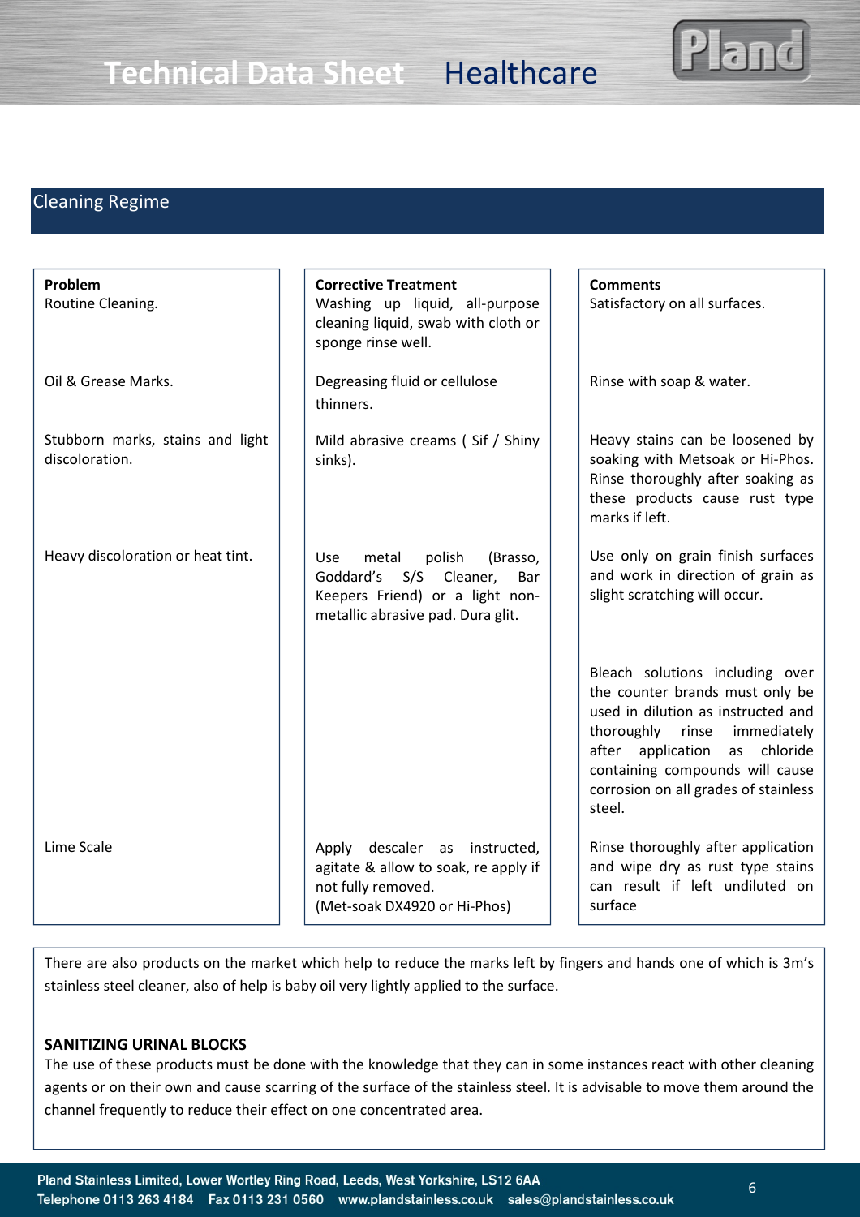# Technical Data Sheet Healthcare

## Cleaning Regime

| Problem | Corrective Treatment | Comments |
|---|---|---|
| Routine Cleaning. | Washing up liquid, all-purpose cleaning liquid, swab with cloth or sponge rinse well. | Satisfactory on all surfaces. |
| Oil & Grease Marks. | Degreasing fluid or cellulose thinners. | Rinse with soap & water. |
| Stubborn marks, stains and light discoloration. | Mild abrasive creams ( Sif / Shiny sinks). | Heavy stains can be loosened by soaking with Metsoak or Hi-Phos. Rinse thoroughly after soaking as these products cause rust type marks if left. |
| Heavy discoloration or heat tint. | Use metal polish (Brasso, Goddard's S/S Cleaner, Bar Keepers Friend) or a light non-metallic abrasive pad. Dura glit. | Use only on grain finish surfaces and work in direction of grain as slight scratching will occur. |
| | | Bleach solutions including over the counter brands must only be used in dilution as instructed and thoroughly rinse immediately after application as chloride containing compounds will cause corrosion on all grades of stainless steel. |
| Lime Scale | Apply descaler as instructed, agitate & allow to soak, re apply if not fully removed. (Met-soak DX4920 or Hi-Phos) | Rinse thoroughly after application and wipe dry as rust type stains can result if left undiluted on surface |

There are also products on the market which help to reduce the marks left by fingers and hands one of which is 3m's stainless steel cleaner, also of help is baby oil very lightly applied to the surface.

**SANITIZING URINAL BLOCKS**

The use of these products must be done with the knowledge that they can in some instances react with other cleaning agents or on their own and cause scarring of the surface of the stainless steel. It is advisable to move them around the channel frequently to reduce their effect on one concentrated area.

Pland Stainless Limited, Lower Wortley Ring Road, Leeds, West Yorkshire, LS12 6AA
Telephone 0113 263 4184 Fax 0113 231 0560 www.plandstainless.co.uk sales@plandstainless.co.uk